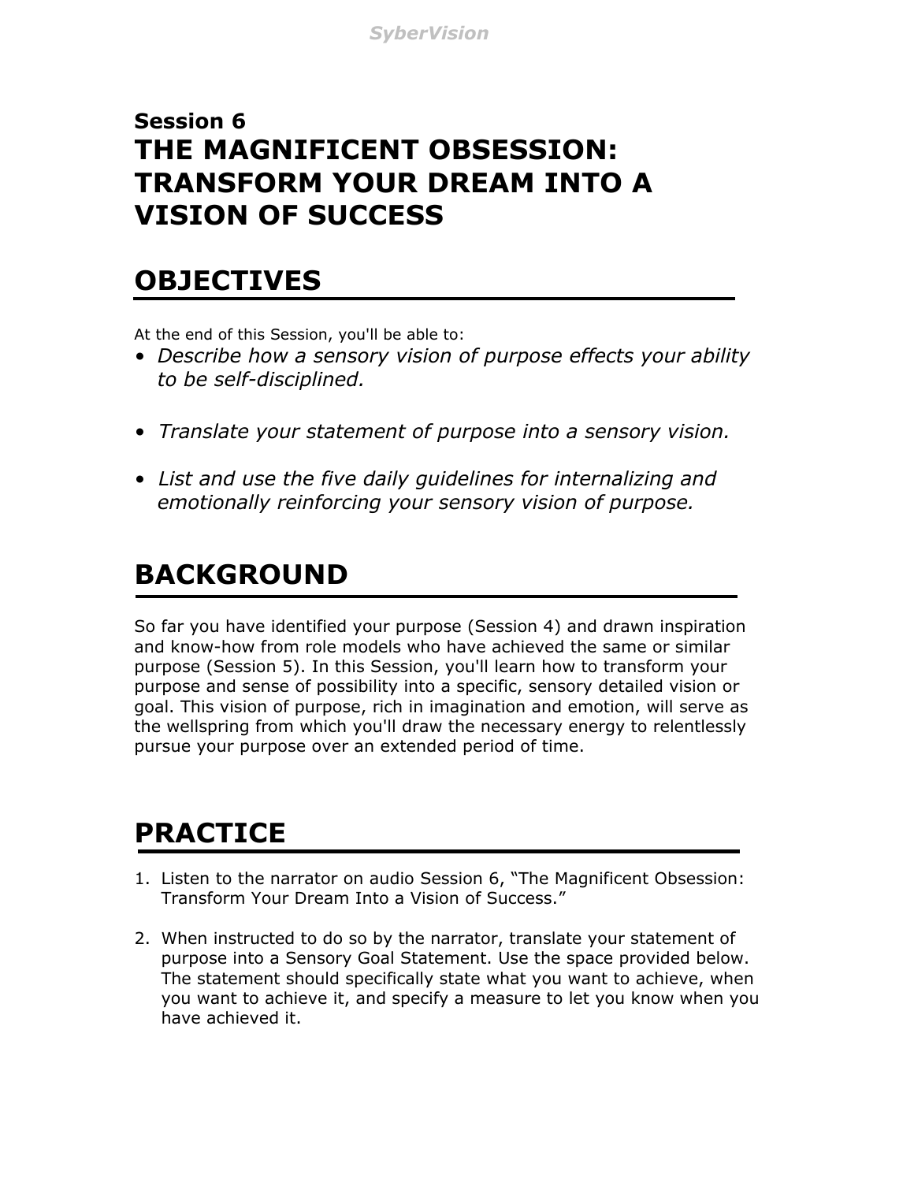**Session 6**

# THE MAGNIFICENT OBSESSION: TRANSFORM YOUR DREAM INTO A VISION OF SUCCESS

## OBJECTIVES

At the end of this Session, you'll be able to:

- *Describe how a sensory vision of purpose effects your ability to be self-disciplined.*
- *Translate your statement of purpose into a sensory vision.*
- *List and use the five daily guidelines for internalizing and emotionally reinforcing your sensory vision of purpose.*

## BACKGROUND

So far you have identified your purpose (Session 4) and drawn inspiration and know-how from role models who have achieved the same or similar purpose (Session 5). In this Session, you'll learn how to transform your purpose and sense of possibility into a specific, sensory detailed vision or goal. This vision of purpose, rich in imagination and emotion, will serve as the wellspring from which you'll draw the necessary energy to relentlessly pursue your purpose over an extended period of time.

## PRACTICE

1. Listen to the narrator on audio Session 6, "The Magnificent Obsession: Transform Your Dream Into a Vision of Success."

2. When instructed to do so by the narrator, translate your statement of purpose into a Sensory Goal Statement. Use the space provided below. The statement should specifically state what you want to achieve, when you want to achieve it, and specify a measure to let you know when you have achieved it.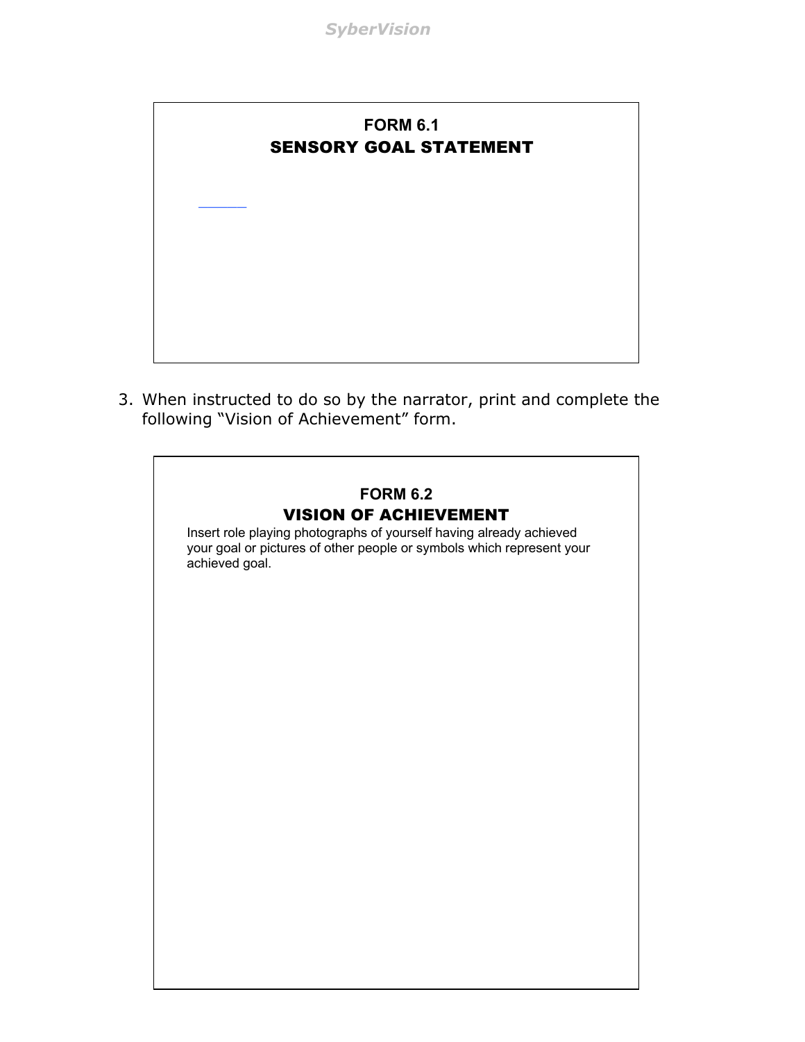**FORM 6.1**

**SENSORY GOAL STATEMENT**

3. When instructed to do so by the narrator, print and complete the following “Vision of Achievement” form.

**FORM 6.2**

**VISION OF ACHIEVEMENT**

Insert role playing photographs of yourself having already achieved your goal or pictures of other people or symbols which represent your achieved goal.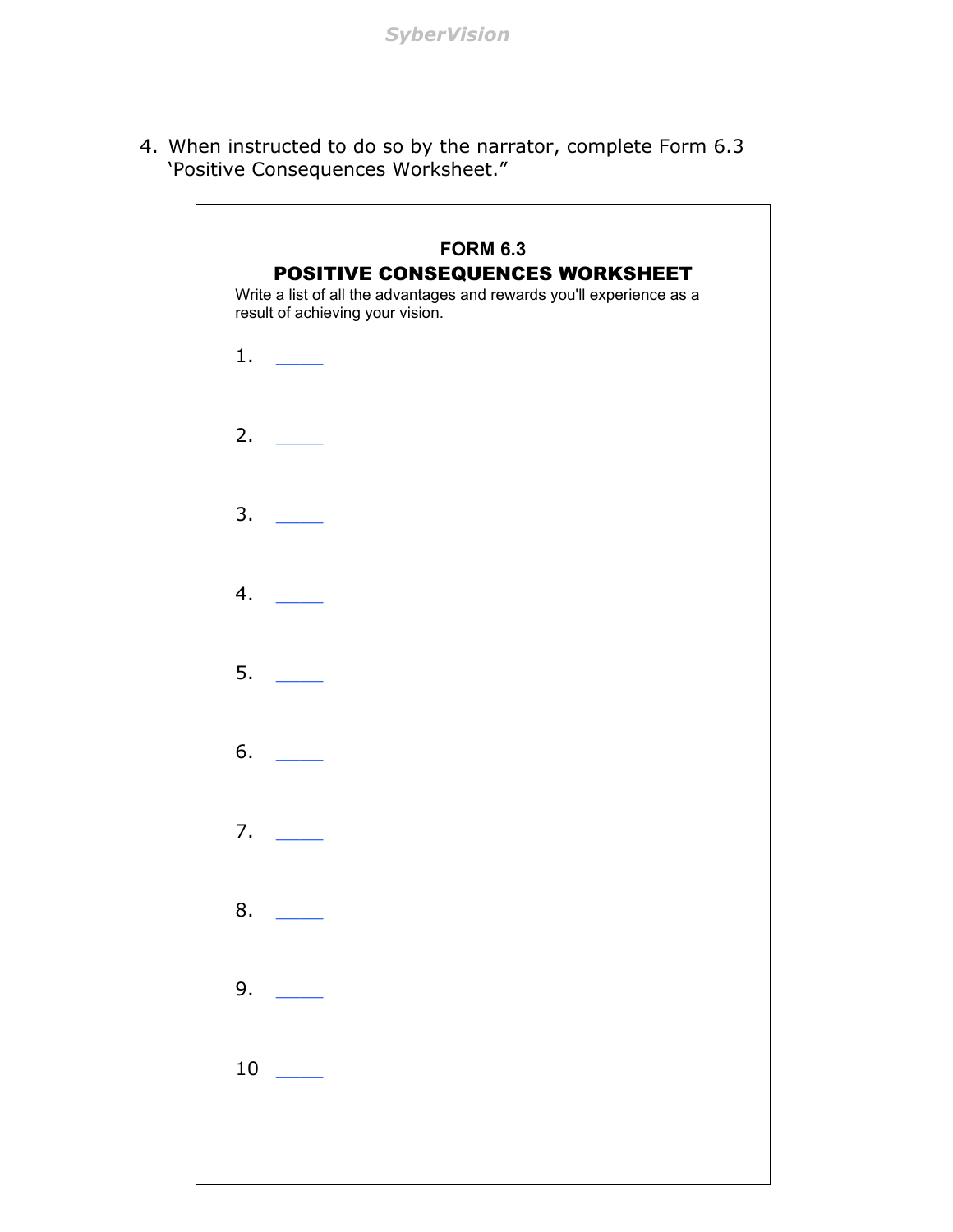4. When instructed to do so by the narrator, complete Form 6.3 'Positive Consequences Worksheet."

**FORM 6.3**

**POSITIVE CONSEQUENCES WORKSHEET**

Write a list of all the advantages and rewards you'll experience as a result of achieving your vision.

1. _____

2. _____

3. _____

4. _____

5. _____

6. _____

7. _____

8. _____

9. _____

10 _____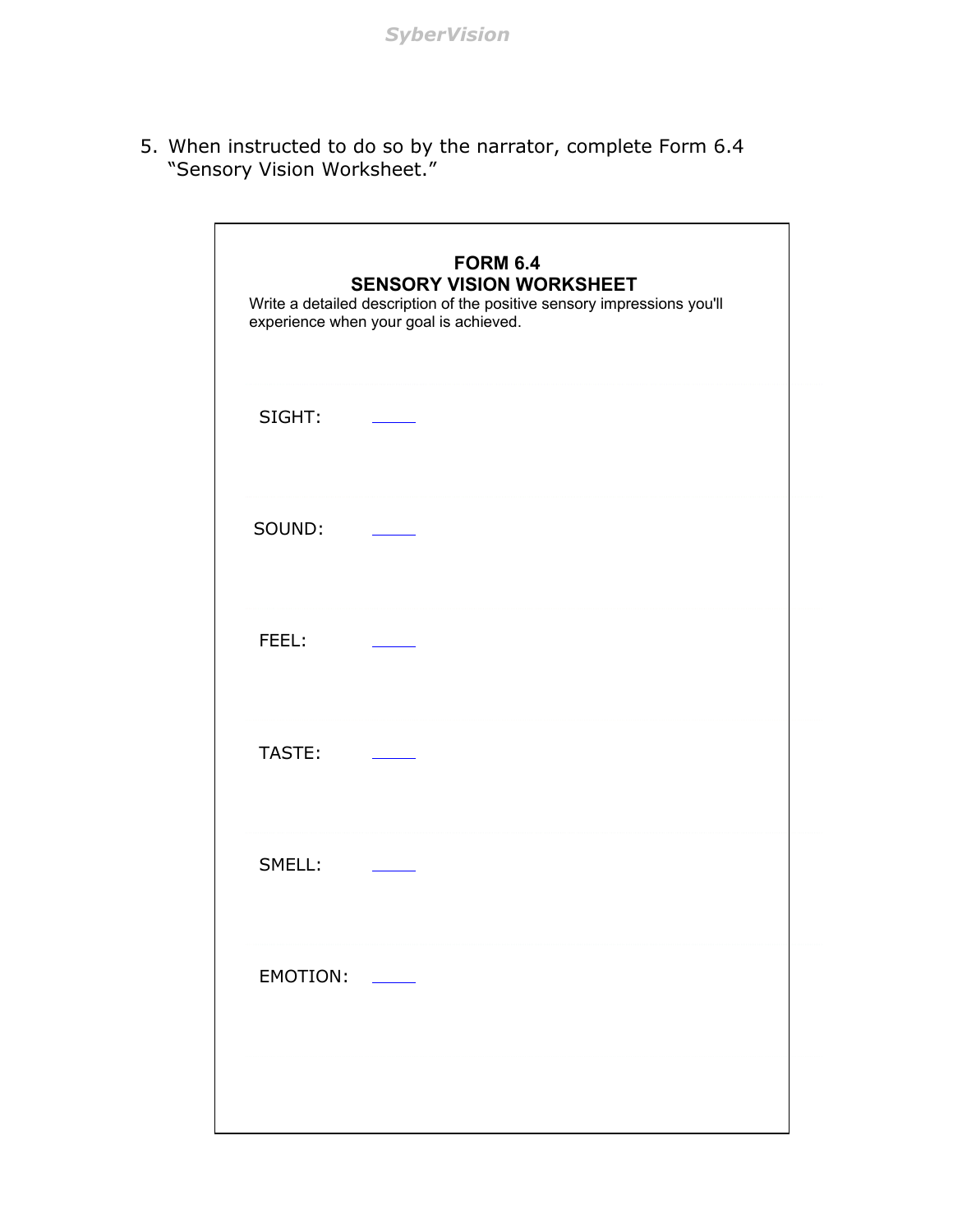5. When instructed to do so by the narrator, complete Form 6.4 "Sensory Vision Worksheet."

**FORM 6.4**
**SENSORY VISION WORKSHEET**

Write a detailed description of the positive sensory impressions you'll experience when your goal is achieved.

SIGHT: ____

SOUND: ____

FEEL: ____

TASTE: ____

SMELL: ____

EMOTION: ____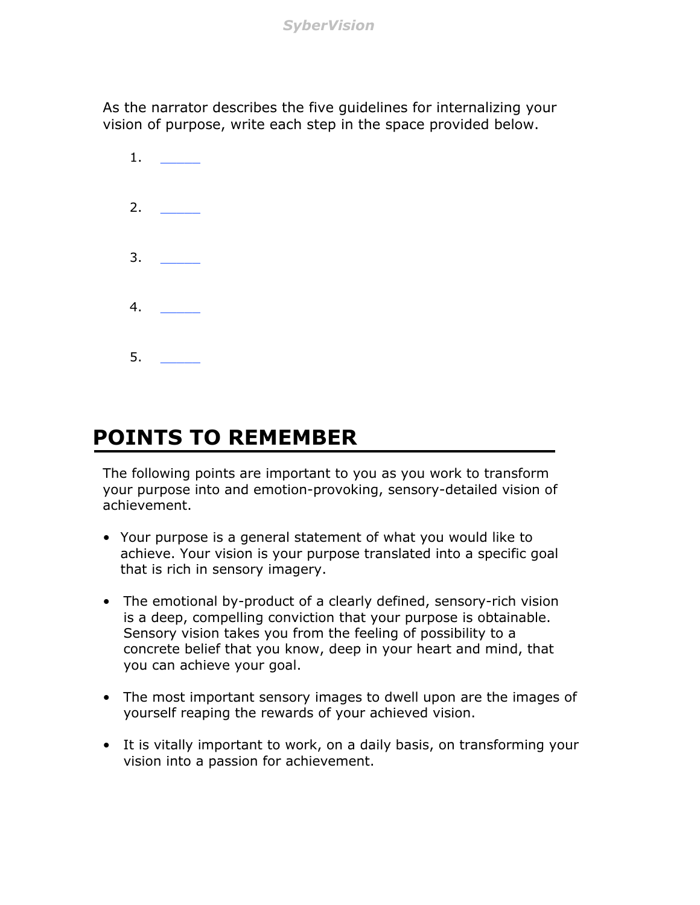As the narrator describes the five guidelines for internalizing your vision of purpose, write each step in the space provided below.

1. _____

2. _____

3. _____

4. _____

5. _____

## POINTS TO REMEMBER

The following points are important to you as you work to transform your purpose into and emotion-provoking, sensory-detailed vision of achievement.

- Your purpose is a general statement of what you would like to achieve. Your vision is your purpose translated into a specific goal that is rich in sensory imagery.
- The emotional by-product of a clearly defined, sensory-rich vision is a deep, compelling conviction that your purpose is obtainable. Sensory vision takes you from the feeling of possibility to a concrete belief that you know, deep in your heart and mind, that you can achieve your goal.
- The most important sensory images to dwell upon are the images of yourself reaping the rewards of your achieved vision.
- It is vitally important to work, on a daily basis, on transforming your vision into a passion for achievement.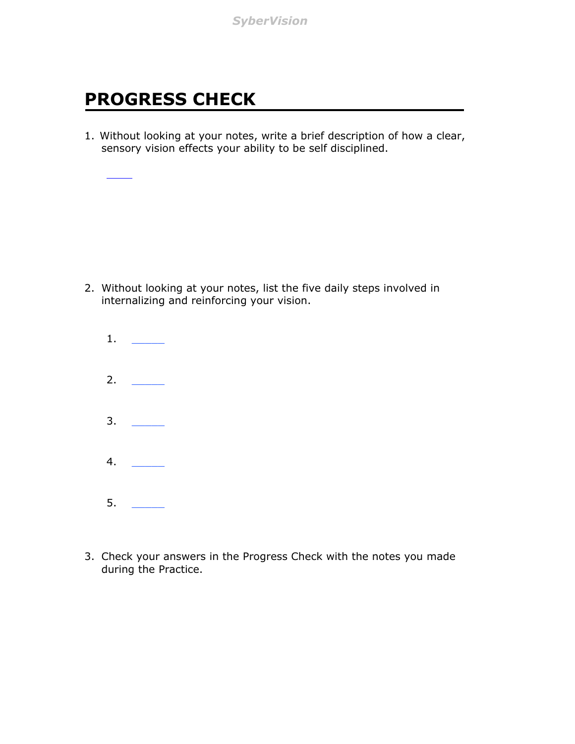## PROGRESS CHECK

1. Without looking at your notes, write a brief description of how a clear, sensory vision effects your ability to be self disciplined.

   ____

2. Without looking at your notes, list the five daily steps involved in internalizing and reinforcing your vision.

   1. ______

   2. ______

   3. ______

   4. ______

   5. ______

3. Check your answers in the Progress Check with the notes you made during the Practice.